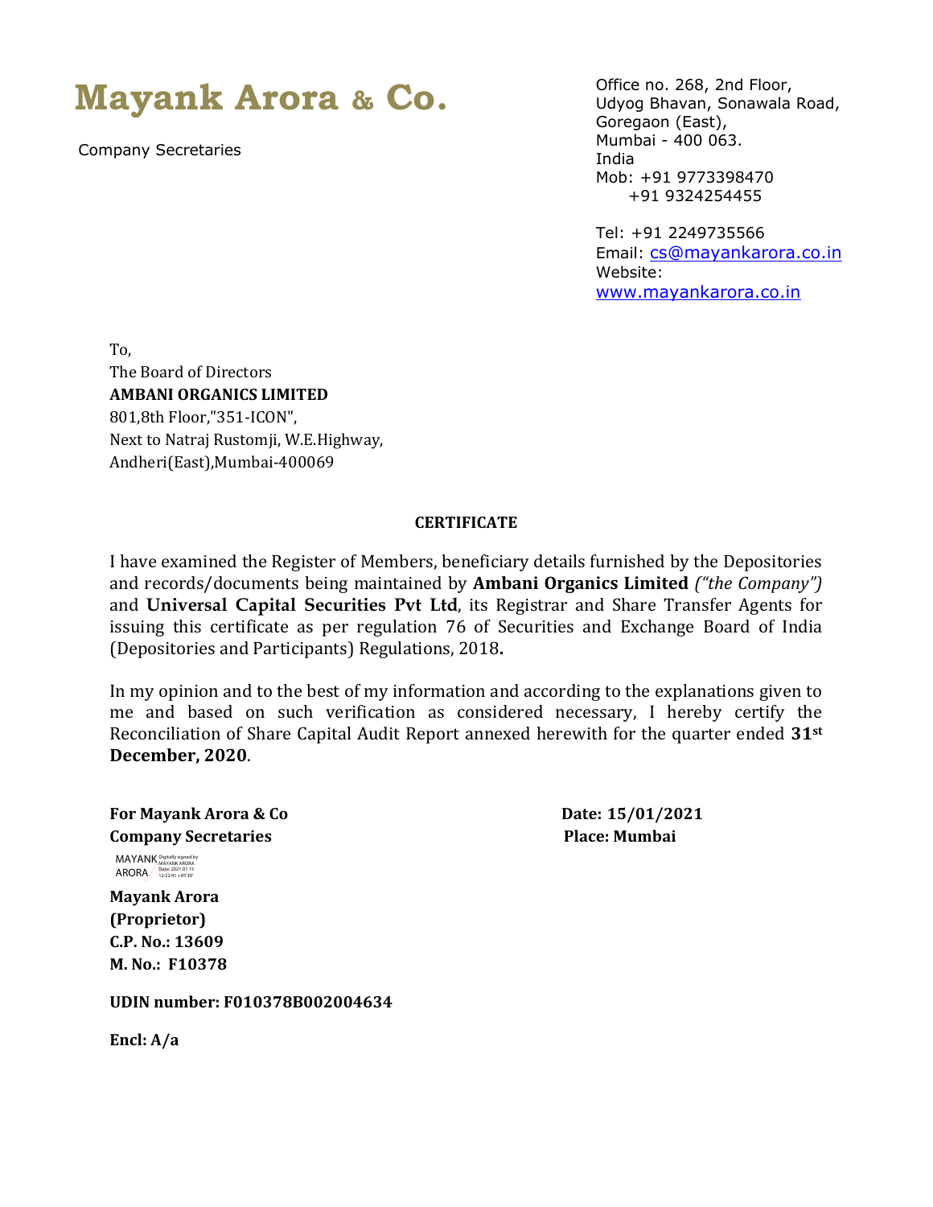# Mayank Arora & Co.

Company Secretaries

Office no. 268, 2nd Floor,
Udyog Bhavan, Sonawala Road,
Goregaon (East),
Mumbai - 400 063.
India
Mob: +91 9773398470
+91 9324254455

Tel: +91 2249735566
Email: cs@mayankarora.co.in
Website:
www.mayankarora.co.in

To,
The Board of Directors
**AMBANI ORGANICS LIMITED**
801,8th Floor,"351-ICON",
Next to Natraj Rustomji, W.E.Highway,
Andheri(East),Mumbai-400069

**CERTIFICATE**

I have examined the Register of Members, beneficiary details furnished by the Depositories and records/documents being maintained by **Ambani Organics Limited** *("the Company")* and **Universal Capital Securities Pvt Ltd**, its Registrar and Share Transfer Agents for issuing this certificate as per regulation 76 of Securities and Exchange Board of India (Depositories and Participants) Regulations, 2018**.**

In my opinion and to the best of my information and according to the explanations given to me and based on such verification as considered necessary, I hereby certify the Reconciliation of Share Capital Audit Report annexed herewith for the quarter ended **31st December, 2020**.

**For Mayank Arora & Co**
**Company Secretaries**

**Date: 15/01/2021**
**Place: Mumbai**

MAYANK ARORA Digitally signed by MAYANK ARORA Date: 2021.01.15 12:22:41 +05'30'

**Mayank Arora**
**(Proprietor)**
**C.P. No.: 13609**
**M. No.: F10378**

**UDIN number: F010378B002004634**

**Encl: A/a**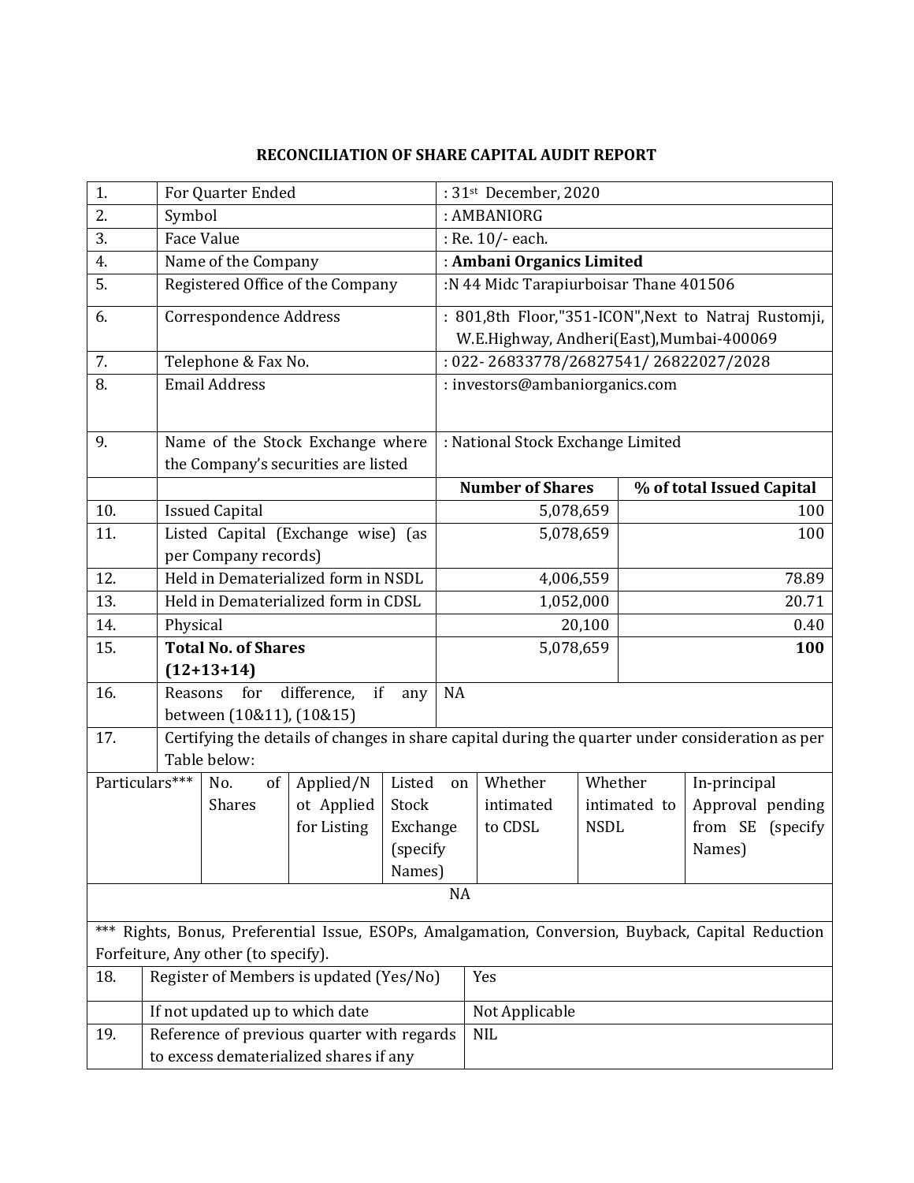# RECONCILIATION OF SHARE CAPITAL AUDIT REPORT

| | | | |
|---|---|---|---|
| 1. | For Quarter Ended | : 31st December, 2020 | |
| 2. | Symbol | : AMBANIORG | |
| 3. | Face Value | : Re. 10/- each. | |
| 4. | Name of the Company | : **Ambani Organics Limited** | |
| 5. | Registered Office of the Company | :N 44 Midc Tarapiurboisar Thane 401506 | |
| 6. | Correspondence Address | : 801,8th Floor,"351-ICON",Next to Natraj Rustomji, W.E.Highway, Andheri(East),Mumbai-400069 | |
| 7. | Telephone & Fax No. | : 022- 26833778/26827541/ 26822027/2028 | |
| 8. | Email Address | : investors@ambaniorganics.com | |
| 9. | Name of the Stock Exchange where the Company's securities are listed | : National Stock Exchange Limited | |
| | | **Number of Shares** | **% of total Issued Capital** |
| 10. | Issued Capital | 5,078,659 | 100 |
| 11. | Listed Capital (Exchange wise) (as per Company records) | 5,078,659 | 100 |
| 12. | Held in Dematerialized form in NSDL | 4,006,559 | 78.89 |
| 13. | Held in Dematerialized form in CDSL | 1,052,000 | 20.71 |
| 14. | Physical | 20,100 | 0.40 |
| 15. | **Total No. of Shares (12+13+14)** | 5,078,659 | **100** |
| 16. | Reasons for difference, if any between (10&11), (10&15) | NA | |

17. Certifying the details of changes in share capital during the quarter under consideration as per Table below:

| Particulars*** | No. of Shares | Applied/Not Applied for Listing | Listed on Stock Exchange (specify Names) | Whether intimated to CDSL | Whether intimated to NSDL | In-principal Approval pending from SE (specify Names) |
|---|---|---|---|---|---|---|
| NA | | | | | | |

*** Rights, Bonus, Preferential Issue, ESOPs, Amalgamation, Conversion, Buyback, Capital Reduction Forfeiture, Any other (to specify).

| | | |
|---|---|---|
| 18. | Register of Members is updated (Yes/No) | Yes |
| | If not updated up to which date | Not Applicable |
| 19. | Reference of previous quarter with regards to excess dematerialized shares if any | NIL |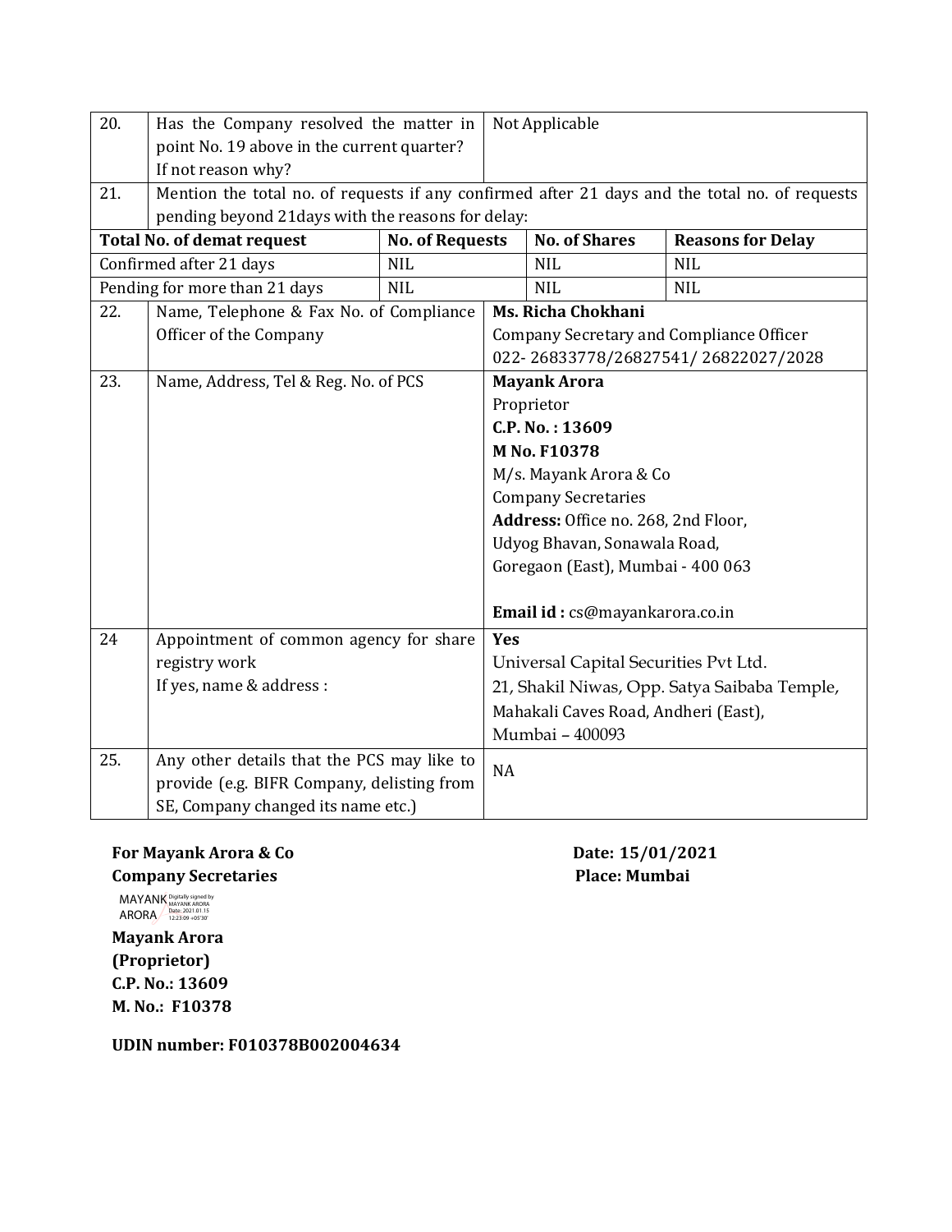| | | |
|---|---|---|
| 20. | Has the Company resolved the matter in point No. 19 above in the current quarter? If not reason why? | Not Applicable |
| 21. | Mention the total no. of requests if any confirmed after 21 days and the total no. of requests pending beyond 21days with the reasons for delay: | |

| Total No. of demat request | No. of Requests | No. of Shares | Reasons for Delay |
|---|---|---|---|
| Confirmed after 21 days | NIL | NIL | NIL |
| Pending for more than 21 days | NIL | NIL | NIL |

| | | |
|---|---|---|
| 22. | Name, Telephone & Fax No. of Compliance Officer of the Company | **Ms. Richa Chokhani**<br>Company Secretary and Compliance Officer<br>022- 26833778/26827541/ 26822027/2028 |
| 23. | Name, Address, Tel & Reg. No. of PCS | **Mayank Arora**<br>Proprietor<br>**C.P. No. : 13609**<br>**M No. F10378**<br>M/s. Mayank Arora & Co<br>Company Secretaries<br>**Address:** Office no. 268, 2nd Floor,<br>Udyog Bhavan, Sonawala Road,<br>Goregaon (East), Mumbai - 400 063<br><br>**Email id :** cs@mayankarora.co.in |
| 24 | Appointment of common agency for share registry work<br>If yes, name & address : | **Yes**<br>Universal Capital Securities Pvt Ltd.<br>21, Shakil Niwas, Opp. Satya Saibaba Temple,<br>Mahakali Caves Road, Andheri (East),<br>Mumbai – 400093 |
| 25. | Any other details that the PCS may like to provide (e.g. BIFR Company, delisting from SE, Company changed its name etc.) | NA |

**For Mayank Arora & Co**
**Company Secretaries**

**Date: 15/01/2021**
**Place: Mumbai**

MAYANK ARORA Digitally signed by MAYANK ARORA Date: 2021.01.15 12:23:09 +05'30'

**Mayank Arora**
**(Proprietor)**
**C.P. No.: 13609**
**M. No.: F10378**

**UDIN number: F010378B002004634**